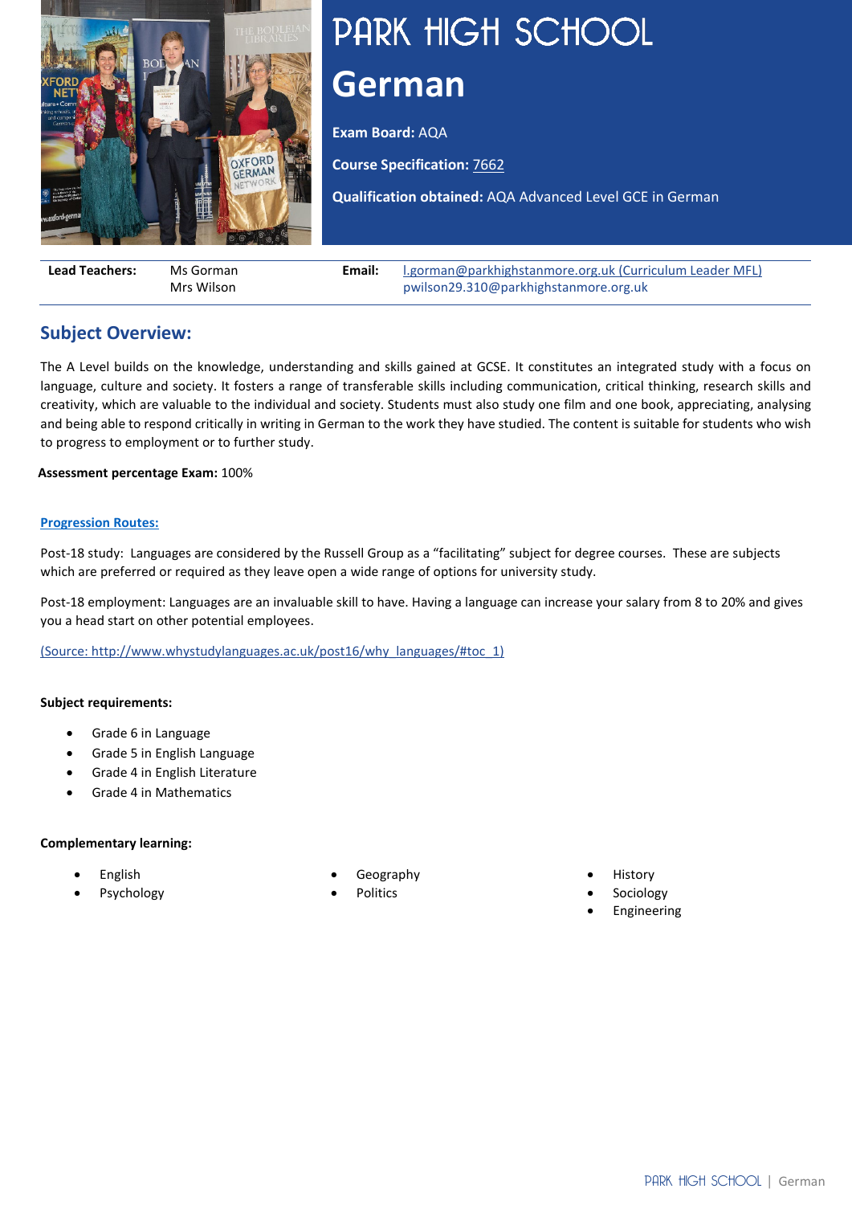# PARK HIGH SCHOOL

# German

**Exam Board:** AQA

**Course Specification:** 7662

**Qualification obtained:** AQA Advanced Level GCE in German

| **Lead Teachers:** | Ms Gorman<br>Mrs Wilson | **Email:** | l.gorman@parkhighstanmore.org.uk (Curriculum Leader MFL)<br>pwilson29.310@parkhighstanmore.org.uk |
|---|---|---|---|

## Subject Overview:

The A Level builds on the knowledge, understanding and skills gained at GCSE. It constitutes an integrated study with a focus on language, culture and society. It fosters a range of transferable skills including communication, critical thinking, research skills and creativity, which are valuable to the individual and society. Students must also study one film and one book, appreciating, analysing and being able to respond critically in writing in German to the work they have studied. The content is suitable for students who wish to progress to employment or to further study.

**Assessment percentage Exam:** 100%

**Progression Routes:**

Post-18 study: Languages are considered by the Russell Group as a "facilitating" subject for degree courses. These are subjects which are preferred or required as they leave open a wide range of options for university study.

Post-18 employment: Languages are an invaluable skill to have. Having a language can increase your salary from 8 to 20% and gives you a head start on other potential employees.

(Source: http://www.whystudylanguages.ac.uk/post16/why_languages/#toc_1)

**Subject requirements:**

- Grade 6 in Language
- Grade 5 in English Language
- Grade 4 in English Literature
- Grade 4 in Mathematics

**Complementary learning:**

- English
- Psychology
- Geography
- Politics
- History
- Sociology
- Engineering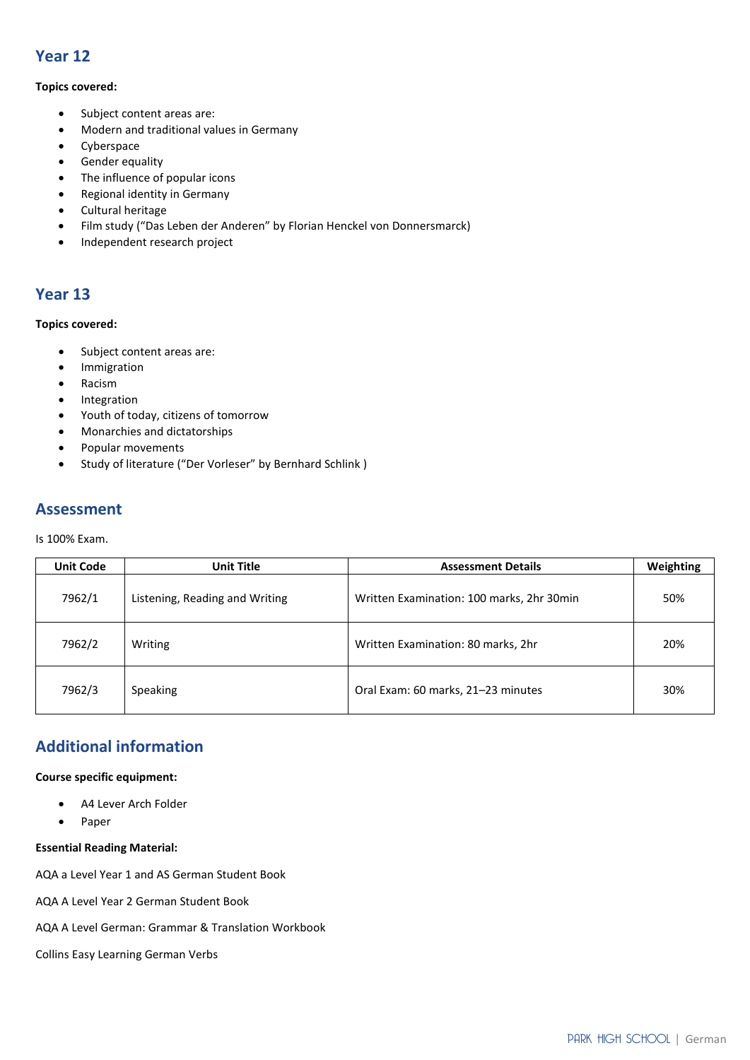## Year 12

**Topics covered:**

- Subject content areas are:
- Modern and traditional values in Germany
- Cyberspace
- Gender equality
- The influence of popular icons
- Regional identity in Germany
- Cultural heritage
- Film study ("Das Leben der Anderen" by Florian Henckel von Donnersmarck)
- Independent research project

## Year 13

**Topics covered:**

- Subject content areas are:
- Immigration
- Racism
- Integration
- Youth of today, citizens of tomorrow
- Monarchies and dictatorships
- Popular movements
- Study of literature ("Der Vorleser" by Bernhard Schlink )

## Assessment

Is 100% Exam.

| Unit Code | Unit Title | Assessment Details | Weighting |
|---|---|---|---|
| 7962/1 | Listening, Reading and Writing | Written Examination: 100 marks, 2hr 30min | 50% |
| 7962/2 | Writing | Written Examination: 80 marks, 2hr | 20% |
| 7962/3 | Speaking | Oral Exam: 60 marks, 21–23 minutes | 30% |

## Additional information

**Course specific equipment:**

- A4 Lever Arch Folder
- Paper

**Essential Reading Material:**

AQA a Level Year 1 and AS German Student Book

AQA A Level Year 2 German Student Book

AQA A Level German: Grammar & Translation Workbook

Collins Easy Learning German Verbs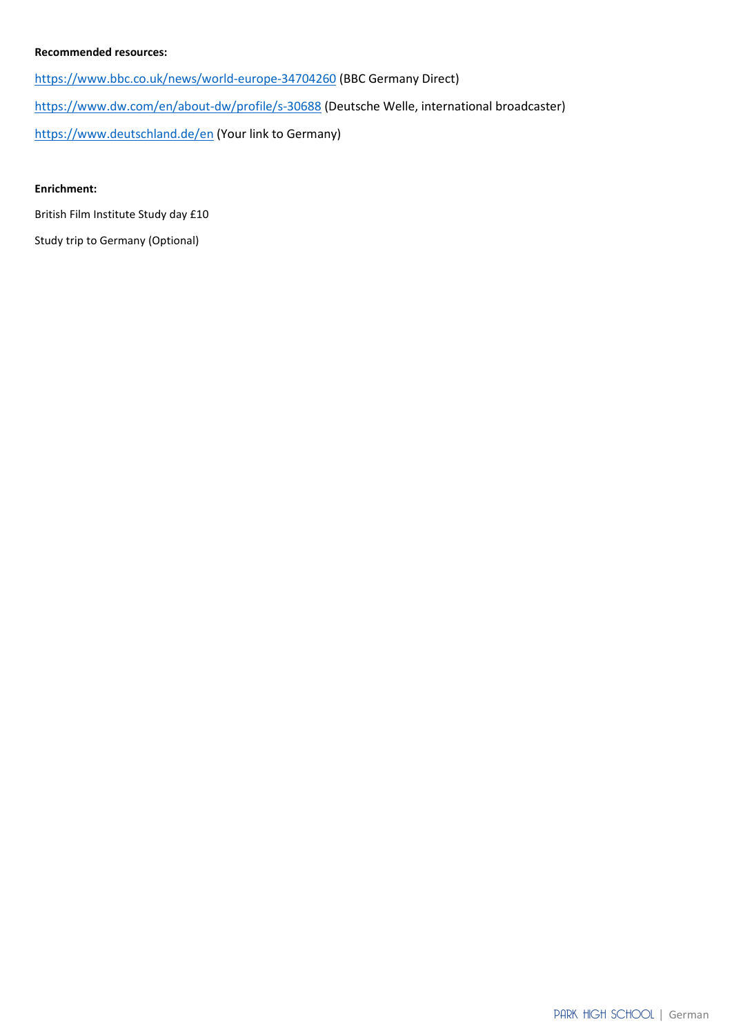**Recommended resources:**

https://www.bbc.co.uk/news/world-europe-34704260 (BBC Germany Direct)

https://www.dw.com/en/about-dw/profile/s-30688 (Deutsche Welle, international broadcaster)

https://www.deutschland.de/en (Your link to Germany)

**Enrichment:**

British Film Institute Study day £10

Study trip to Germany (Optional)